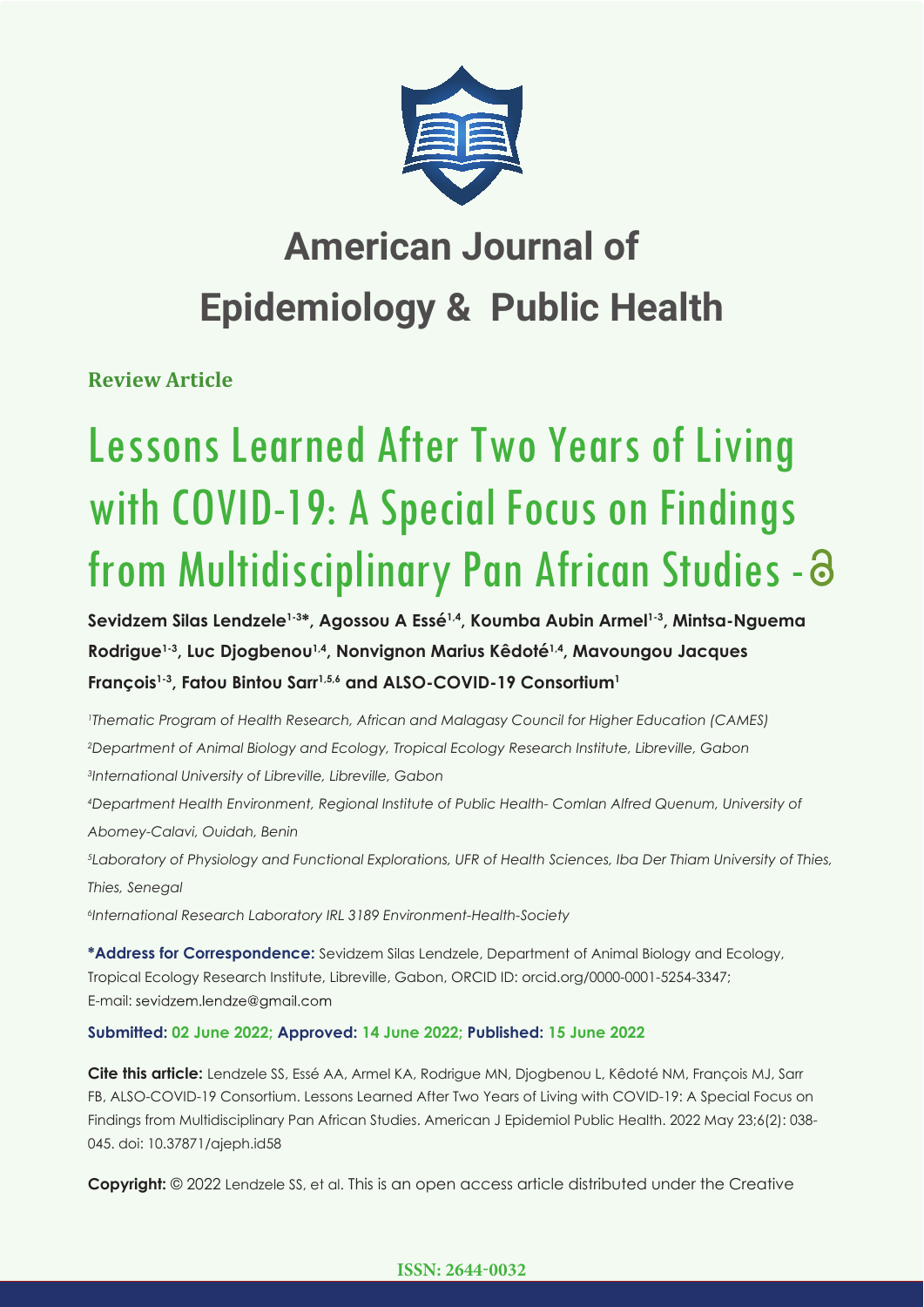# American Journal of Epidemiology & Public Health

**Review Article**

# Lessons Learned After Two Years of Living with COVID-19: A Special Focus on Findings from Multidisciplinary Pan African Studies

**Sevidzem Silas Lendzele[1-3]*, Agossou A Essé[1,4], Koumba Aubin Armel[1-3], Mintsa-Nguema Rodrigue[1-3], Luc Djogbenou[1,4], Nonvignon Marius Kêdoté[1,4], Mavoungou Jacques François[1-3], Fatou Bintou Sarr[1,5,6] and ALSO-COVID-19 Consortium[1]**

*[1]Thematic Program of Health Research, African and Malagasy Council for Higher Education (CAMES)*

*[2]Department of Animal Biology and Ecology, Tropical Ecology Research Institute, Libreville, Gabon*

*[3]International University of Libreville, Libreville, Gabon*

*[4]Department Health Environment, Regional Institute of Public Health- Comlan Alfred Quenum, University of Abomey-Calavi, Ouidah, Benin*

*[5]Laboratory of Physiology and Functional Explorations, UFR of Health Sciences, Iba Der Thiam University of Thies, Thies, Senegal*

*[6]International Research Laboratory IRL 3189 Environment-Health-Society*

**\*Address for Correspondence:** Sevidzem Silas Lendzele, Department of Animal Biology and Ecology, Tropical Ecology Research Institute, Libreville, Gabon, ORCID ID: orcid.org/0000-0001-5254-3347; E-mail: sevidzem.lendze@gmail.com

**Submitted: 02 June 2022; Approved: 14 June 2022; Published: 15 June 2022**

**Cite this article:** Lendzele SS, Essé AA, Armel KA, Rodrigue MN, Djogbenou L, Kêdoté NM, François MJ, Sarr FB, ALSO-COVID-19 Consortium. Lessons Learned After Two Years of Living with COVID-19: A Special Focus on Findings from Multidisciplinary Pan African Studies. American J Epidemiol Public Health. 2022 May 23;6(2): 038-045. doi: 10.37871/ajeph.id58

**Copyright:** © 2022 Lendzele SS, et al. This is an open access article distributed under the Creative

**ISSN: 2644-0032**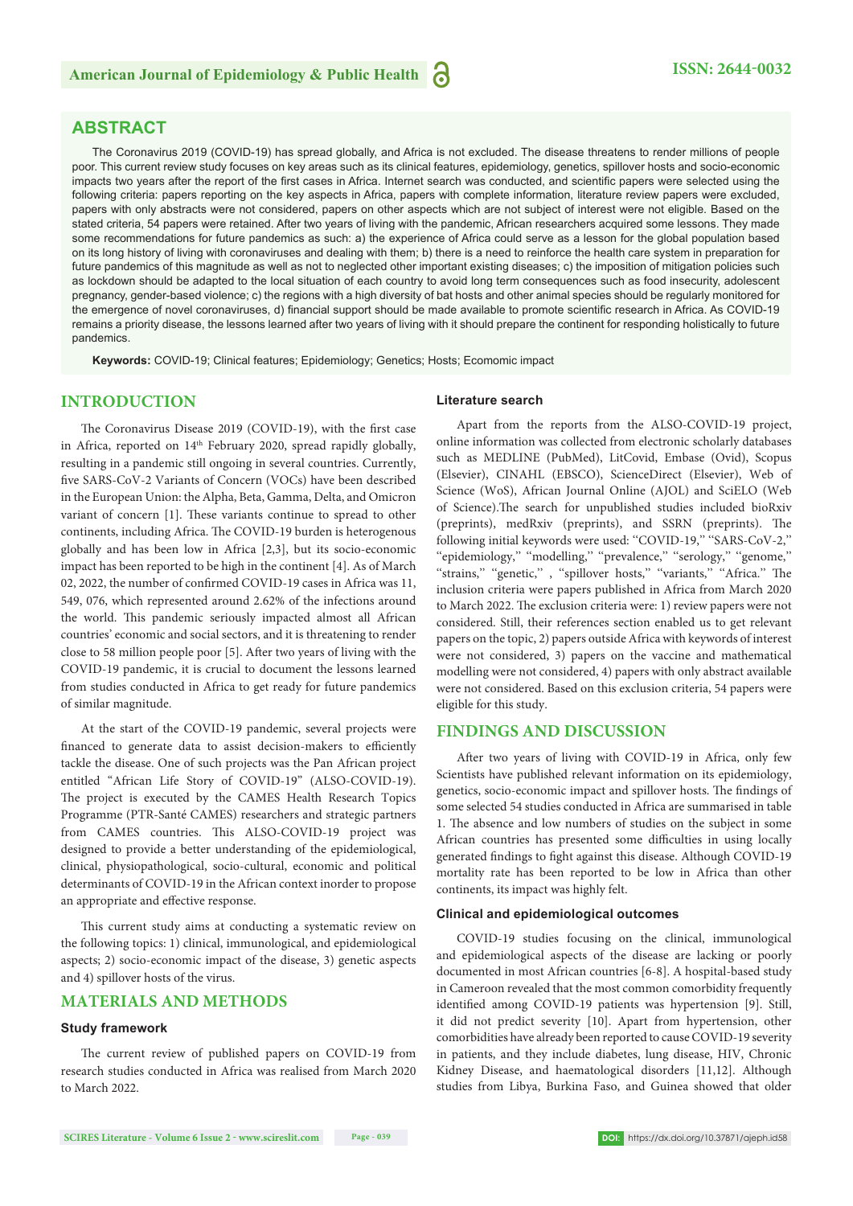## ABSTRACT

The Coronavirus 2019 (COVID-19) has spread globally, and Africa is not excluded. The disease threatens to render millions of people poor. This current review study focuses on key areas such as its clinical features, epidemiology, genetics, spillover hosts and socio-economic impacts two years after the report of the first cases in Africa. Internet search was conducted, and scientific papers were selected using the following criteria: papers reporting on the key aspects in Africa, papers with complete information, literature review papers were excluded, papers with only abstracts were not considered, papers on other aspects which are not subject of interest were not eligible. Based on the stated criteria, 54 papers were retained. After two years of living with the pandemic, African researchers acquired some lessons. They made some recommendations for future pandemics as such: a) the experience of Africa could serve as a lesson for the global population based on its long history of living with coronaviruses and dealing with them; b) there is a need to reinforce the health care system in preparation for future pandemics of this magnitude as well as not to neglected other important existing diseases; c) the imposition of mitigation policies such as lockdown should be adapted to the local situation of each country to avoid long term consequences such as food insecurity, adolescent pregnancy, gender-based violence; c) the regions with a high diversity of bat hosts and other animal species should be regularly monitored for the emergence of novel coronaviruses, d) financial support should be made available to promote scientific research in Africa. As COVID-19 remains a priority disease, the lessons learned after two years of living with it should prepare the continent for responding holistically to future pandemics.

**Keywords:** COVID-19; Clinical features; Epidemiology; Genetics; Hosts; Ecomomic impact

## INTRODUCTION

The Coronavirus Disease 2019 (COVID-19), with the first case in Africa, reported on 14th February 2020, spread rapidly globally, resulting in a pandemic still ongoing in several countries. Currently, five SARS-CoV-2 Variants of Concern (VOCs) have been described in the European Union: the Alpha, Beta, Gamma, Delta, and Omicron variant of concern [1]. These variants continue to spread to other continents, including Africa. The COVID-19 burden is heterogenous globally and has been low in Africa [2,3], but its socio-economic impact has been reported to be high in the continent [4]. As of March 02, 2022, the number of confirmed COVID-19 cases in Africa was 11, 549, 076, which represented around 2.62% of the infections around the world. This pandemic seriously impacted almost all African countries' economic and social sectors, and it is threatening to render close to 58 million people poor [5]. After two years of living with the COVID-19 pandemic, it is crucial to document the lessons learned from studies conducted in Africa to get ready for future pandemics of similar magnitude.

At the start of the COVID-19 pandemic, several projects were financed to generate data to assist decision-makers to efficiently tackle the disease. One of such projects was the Pan African project entitled "African Life Story of COVID-19" (ALSO-COVID-19). The project is executed by the CAMES Health Research Topics Programme (PTR-Santé CAMES) researchers and strategic partners from CAMES countries. This ALSO-COVID-19 project was designed to provide a better understanding of the epidemiological, clinical, physiopathological, socio-cultural, economic and political determinants of COVID-19 in the African context inorder to propose an appropriate and effective response.

This current study aims at conducting a systematic review on the following topics: 1) clinical, immunological, and epidemiological aspects; 2) socio-economic impact of the disease, 3) genetic aspects and 4) spillover hosts of the virus.

## MATERIALS AND METHODS

### Study framework

The current review of published papers on COVID-19 from research studies conducted in Africa was realised from March 2020 to March 2022.

### Literature search

Apart from the reports from the ALSO-COVID-19 project, online information was collected from electronic scholarly databases such as MEDLINE (PubMed), LitCovid, Embase (Ovid), Scopus (Elsevier), CINAHL (EBSCO), ScienceDirect (Elsevier), Web of Science (WoS), African Journal Online (AJOL) and SciELO (Web of Science).The search for unpublished studies included bioRxiv (preprints), medRxiv (preprints), and SSRN (preprints). The following initial keywords were used: "COVID-19," "SARS-CoV-2," "epidemiology," "modelling," "prevalence," "serology," "genome," "strains," "genetic," , "spillover hosts," "variants," "Africa." The inclusion criteria were papers published in Africa from March 2020 to March 2022. The exclusion criteria were: 1) review papers were not considered. Still, their references section enabled us to get relevant papers on the topic, 2) papers outside Africa with keywords of interest were not considered, 3) papers on the vaccine and mathematical modelling were not considered, 4) papers with only abstract available were not considered. Based on this exclusion criteria, 54 papers were eligible for this study.

## FINDINGS AND DISCUSSION

After two years of living with COVID-19 in Africa, only few Scientists have published relevant information on its epidemiology, genetics, socio-economic impact and spillover hosts. The findings of some selected 54 studies conducted in Africa are summarised in table 1. The absence and low numbers of studies on the subject in some African countries has presented some difficulties in using locally generated findings to fight against this disease. Although COVID-19 mortality rate has been reported to be low in Africa than other continents, its impact was highly felt.

### Clinical and epidemiological outcomes

COVID-19 studies focusing on the clinical, immunological and epidemiological aspects of the disease are lacking or poorly documented in most African countries [6-8]. A hospital-based study in Cameroon revealed that the most common comorbidity frequently identified among COVID-19 patients was hypertension [9]. Still, it did not predict severity [10]. Apart from hypertension, other comorbidities have already been reported to cause COVID-19 severity in patients, and they include diabetes, lung disease, HIV, Chronic Kidney Disease, and haematological disorders [11,12]. Although studies from Libya, Burkina Faso, and Guinea showed that older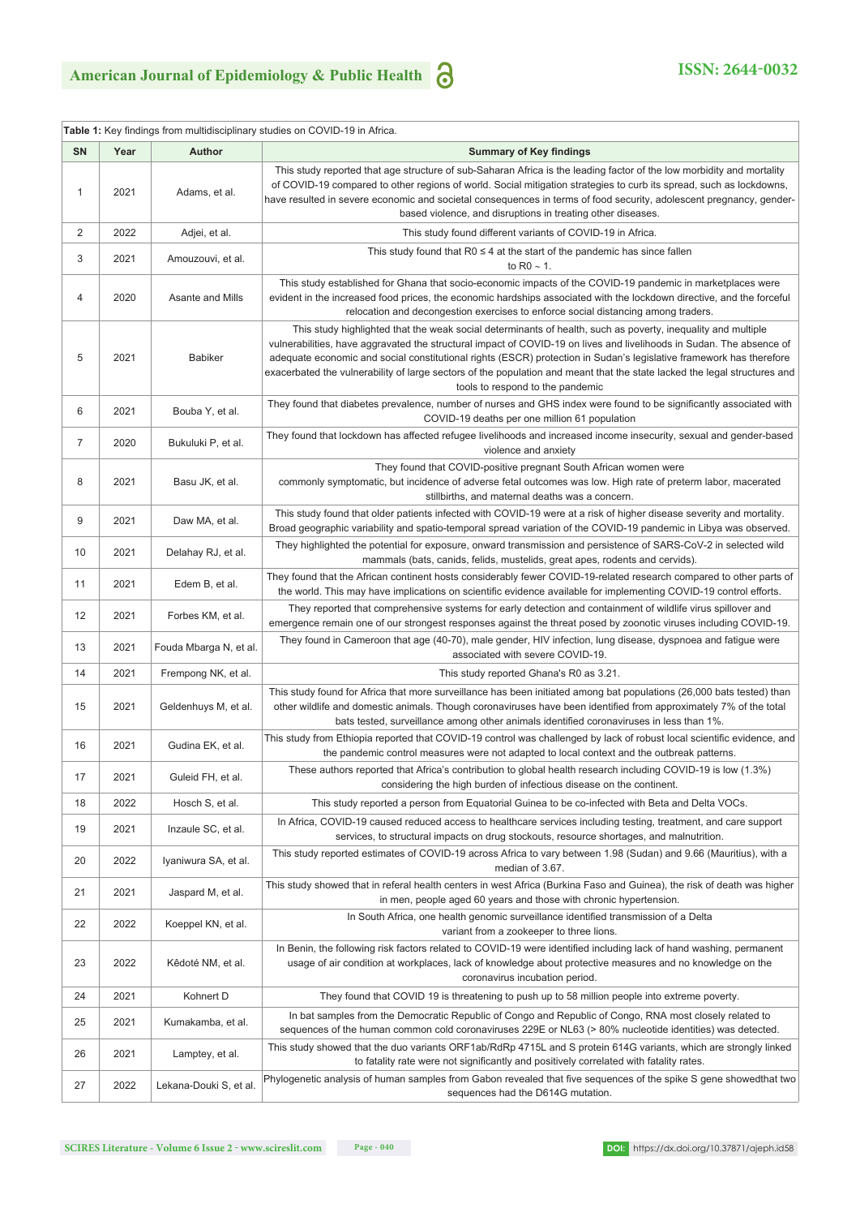**Table 1:** Key findings from multidisciplinary studies on COVID-19 in Africa.

| SN | Year | Author | Summary of Key findings |
|---|---|---|---|
| 1 | 2021 | Adams, et al. | This study reported that age structure of sub-Saharan Africa is the leading factor of the low morbidity and mortality of COVID-19 compared to other regions of world. Social mitigation strategies to curb its spread, such as lockdowns, have resulted in severe economic and societal consequences in terms of food security, adolescent pregnancy, gender-based violence, and disruptions in treating other diseases. |
| 2 | 2022 | Adjei, et al. | This study found different variants of COVID-19 in Africa. |
| 3 | 2021 | Amouzouvi, et al. | This study found that R0 ≤ 4 at the start of the pandemic has since fallen to R0 ~ 1. |
| 4 | 2020 | Asante and Mills | This study established for Ghana that socio-economic impacts of the COVID-19 pandemic in marketplaces were evident in the increased food prices, the economic hardships associated with the lockdown directive, and the forceful relocation and decongestion exercises to enforce social distancing among traders. |
| 5 | 2021 | Babiker | This study highlighted that the weak social determinants of health, such as poverty, inequality and multiple vulnerabilities, have aggravated the structural impact of COVID-19 on lives and livelihoods in Sudan. The absence of adequate economic and social constitutional rights (ESCR) protection in Sudan's legislative framework has therefore exacerbated the vulnerability of large sectors of the population and meant that the state lacked the legal structures and tools to respond to the pandemic |
| 6 | 2021 | Bouba Y, et al. | They found that diabetes prevalence, number of nurses and GHS index were found to be significantly associated with COVID-19 deaths per one million 61 population |
| 7 | 2020 | Bukuluki P, et al. | They found that lockdown has affected refugee livelihoods and increased income insecurity, sexual and gender-based violence and anxiety |
| 8 | 2021 | Basu JK, et al. | They found that COVID-positive pregnant South African women were commonly symptomatic, but incidence of adverse fetal outcomes was low. High rate of preterm labor, macerated stillbirths, and maternal deaths was a concern. |
| 9 | 2021 | Daw MA, et al. | This study found that older patients infected with COVID-19 were at a risk of higher disease severity and mortality. Broad geographic variability and spatio-temporal spread variation of the COVID-19 pandemic in Libya was observed. |
| 10 | 2021 | Delahay RJ, et al. | They highlighted the potential for exposure, onward transmission and persistence of SARS-CoV-2 in selected wild mammals (bats, canids, felids, mustelids, great apes, rodents and cervids). |
| 11 | 2021 | Edem B, et al. | They found that the African continent hosts considerably fewer COVID-19-related research compared to other parts of the world. This may have implications on scientific evidence available for implementing COVID-19 control efforts. |
| 12 | 2021 | Forbes KM, et al. | They reported that comprehensive systems for early detection and containment of wildlife virus spillover and emergence remain one of our strongest responses against the threat posed by zoonotic viruses including COVID-19. |
| 13 | 2021 | Fouda Mbarga N, et al. | They found in Cameroon that age (40-70), male gender, HIV infection, lung disease, dyspnoea and fatigue were associated with severe COVID-19. |
| 14 | 2021 | Frempong NK, et al. | This study reported Ghana's R0 as 3.21. |
| 15 | 2021 | Geldenhuys M, et al. | This study found for Africa that more surveillance has been initiated among bat populations (26,000 bats tested) than other wildlife and domestic animals. Though coronaviruses have been identified from approximately 7% of the total bats tested, surveillance among other animals identified coronaviruses in less than 1%. |
| 16 | 2021 | Gudina EK, et al. | This study from Ethiopia reported that COVID-19 control was challenged by lack of robust local scientific evidence, and the pandemic control measures were not adapted to local context and the outbreak patterns. |
| 17 | 2021 | Guleid FH, et al. | These authors reported that Africa's contribution to global health research including COVID-19 is low (1.3%) considering the high burden of infectious disease on the continent. |
| 18 | 2022 | Hosch S, et al. | This study reported a person from Equatorial Guinea to be co-infected with Beta and Delta VOCs. |
| 19 | 2021 | Inzaule SC, et al. | In Africa, COVID-19 caused reduced access to healthcare services including testing, treatment, and care support services, to structural impacts on drug stockouts, resource shortages, and malnutrition. |
| 20 | 2022 | Iyaniwura SA, et al. | This study reported estimates of COVID-19 across Africa to vary between 1.98 (Sudan) and 9.66 (Mauritius), with a median of 3.67. |
| 21 | 2021 | Jaspard M, et al. | This study showed that in referal health centers in west Africa (Burkina Faso and Guinea), the risk of death was higher in men, people aged 60 years and those with chronic hypertension. |
| 22 | 2022 | Koeppel KN, et al. | In South Africa, one health genomic surveillance identified transmission of a Delta variant from a zookeeper to three lions. |
| 23 | 2022 | Kêdoté NM, et al. | In Benin, the following risk factors related to COVID-19 were identified including lack of hand washing, permanent usage of air condition at workplaces, lack of knowledge about protective measures and no knowledge on the coronavirus incubation period. |
| 24 | 2021 | Kohnert D | They found that COVID 19 is threatening to push up to 58 million people into extreme poverty. |
| 25 | 2021 | Kumakamba, et al. | In bat samples from the Democratic Republic of Congo and Republic of Congo, RNA most closely related to sequences of the human common cold coronaviruses 229E or NL63 (> 80% nucleotide identities) was detected. |
| 26 | 2021 | Lamptey, et al. | This study showed that the duo variants ORF1ab/RdRp 4715L and S protein 614G variants, which are strongly linked to fatality rate were not significantly and positively correlated with fatality rates. |
| 27 | 2022 | Lekana-Douki S, et al. | Phylogenetic analysis of human samples from Gabon revealed that five sequences of the spike S gene showedthat two sequences had the D614G mutation. |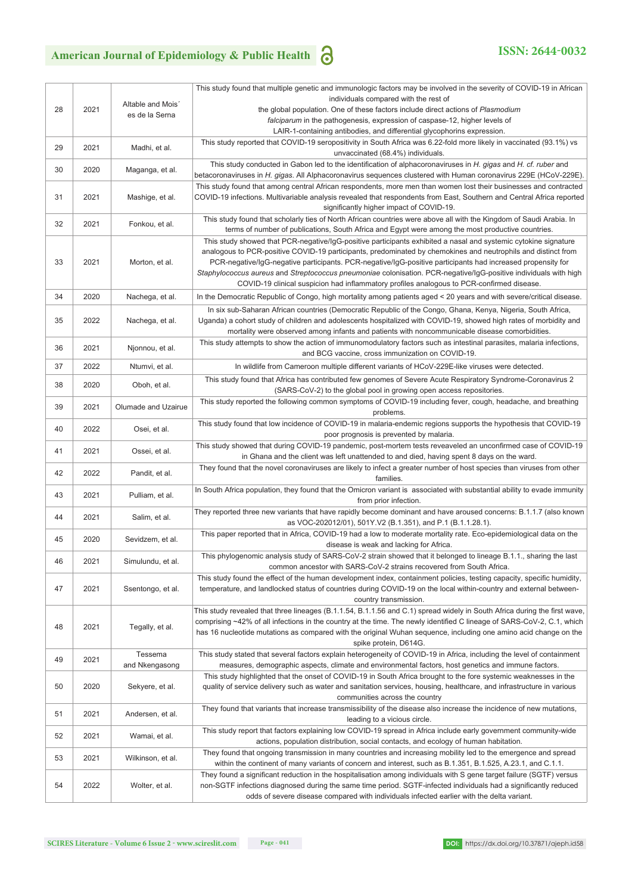| | | | |
|---|---|---|---|
| 28 | 2021 | Altable and Mois´es de la Serna | This study found that multiple genetic and immunologic factors may be involved in the severity of COVID-19 in African individuals compared with the rest of the global population. One of these factors include direct actions of *Plasmodium falciparum* in the pathogenesis, expression of caspase-12, higher levels of LAIR-1-containing antibodies, and differential glycophorins expression. |
| 29 | 2021 | Madhi, et al. | This study reported that COVID-19 seropositivity in South Africa was 6.22-fold more likely in vaccinated (93.1%) vs unvaccinated (68.4%) individuals. |
| 30 | 2020 | Maganga, et al. | This study conducted in Gabon led to the identification of alphacoronaviruses in *H. gigas* and *H. cf. ruber* and betacoronaviruses in *H. gigas*. All Alphacoronavirus sequences clustered with Human coronavirus 229E (HCoV-229E). |
| 31 | 2021 | Mashige, et al. | This study found that among central African respondents, more men than women lost their businesses and contracted COVID-19 infections. Multivariable analysis revealed that respondents from East, Southern and Central Africa reported significantly higher impact of COVID-19. |
| 32 | 2021 | Fonkou, et al. | This study found that scholarly ties of North African countries were above all with the Kingdom of Saudi Arabia. In terms of number of publications, South Africa and Egypt were among the most productive countries. |
| 33 | 2021 | Morton, et al. | This study showed that PCR-negative/IgG-positive participants exhibited a nasal and systemic cytokine signature analogous to PCR-positive COVID-19 participants, predominated by chemokines and neutrophils and distinct from PCR-negative/IgG-negative participants. PCR-negative/IgG-positive participants had increased propensity for *Staphylococcus aureus* and *Streptococcus pneumoniae* colonisation. PCR-negative/IgG-positive individuals with high COVID-19 clinical suspicion had inflammatory profiles analogous to PCR-confirmed disease. |
| 34 | 2020 | Nachega, et al. | In the Democratic Republic of Congo, high mortality among patients aged < 20 years and with severe/critical disease. |
| 35 | 2022 | Nachega, et al. | In six sub-Saharan African countries (Democratic Republic of the Congo, Ghana, Kenya, Nigeria, South Africa, Uganda) a cohort study of children and adolescents hospitalized with COVID-19, showed high rates of morbidity and mortality were observed among infants and patients with noncommunicable disease comorbidities. |
| 36 | 2021 | Njonnou, et al. | This study attempts to show the action of immunomodulatory factors such as intestinal parasites, malaria infections, and BCG vaccine, cross immunization on COVID-19. |
| 37 | 2022 | Ntumvi, et al. | In wildlife from Cameroon multiple different variants of HCoV-229E-like viruses were detected. |
| 38 | 2020 | Oboh, et al. | This study found that Africa has contributed few genomes of Severe Acute Respiratory Syndrome-Coronavirus 2 (SARS-CoV-2) to the global pool in growing open access repositories. |
| 39 | 2021 | Olumade and Uzairue | This study reported the following common symptoms of COVID-19 including fever, cough, headache, and breathing problems. |
| 40 | 2022 | Osei, et al. | This study found that low incidence of COVID-19 in malaria-endemic regions supports the hypothesis that COVID-19 poor prognosis is prevented by malaria. |
| 41 | 2021 | Ossei, et al. | This study showed that during COVID-19 pandemic, post-mortem tests reveaveled an unconfirmed case of COVID-19 in Ghana and the client was left unattended to and died, having spent 8 days on the ward. |
| 42 | 2022 | Pandit, et al. | They found that the novel coronaviruses are likely to infect a greater number of host species than viruses from other families. |
| 43 | 2021 | Pulliam, et al. | In South Africa population, they found that the Omicron variant is associated with substantial ability to evade immunity from prior infection. |
| 44 | 2021 | Salim, et al. | They reported three new variants that have rapidly become dominant and have aroused concerns: B.1.1.7 (also known as VOC-202012/01), 501Y.V2 (B.1.351), and P.1 (B.1.1.28.1). |
| 45 | 2020 | Sevidzem, et al. | This paper reported that in Africa, COVID-19 had a low to moderate mortality rate. Eco-epidemiological data on the disease is weak and lacking for Africa. |
| 46 | 2021 | Simulundu, et al. | This phylogenomic analysis study of SARS-CoV-2 strain showed that it belonged to lineage B.1.1., sharing the last common ancestor with SARS-CoV-2 strains recovered from South Africa. |
| 47 | 2021 | Ssentongo, et al. | This study found the effect of the human development index, containment policies, testing capacity, specific humidity, temperature, and landlocked status of countries during COVID-19 on the local within-country and external between-country transmission. |
| 48 | 2021 | Tegally, et al. | This study revealed that three lineages (B.1.1.54, B.1.1.56 and C.1) spread widely in South Africa during the first wave, comprising ~42% of all infections in the country at the time. The newly identified C lineage of SARS-CoV-2, C.1, which has 16 nucleotide mutations as compared with the original Wuhan sequence, including one amino acid change on the spike protein, D614G. |
| 49 | 2021 | Tessema and Nkengasong | This study stated that several factors explain heterogeneity of COVID-19 in Africa, including the level of containment measures, demographic aspects, climate and environmental factors, host genetics and immune factors. |
| 50 | 2020 | Sekyere, et al. | This study highlighted that the onset of COVID-19 in South Africa brought to the fore systemic weaknesses in the quality of service delivery such as water and sanitation services, housing, healthcare, and infrastructure in various communities across the country |
| 51 | 2021 | Andersen, et al. | They found that variants that increase transmissibility of the disease also increase the incidence of new mutations, leading to a vicious circle. |
| 52 | 2021 | Wamai, et al. | This study report that factors explaining low COVID-19 spread in Africa include early government community-wide actions, population distribution, social contacts, and ecology of human habitation. |
| 53 | 2021 | Wilkinson, et al. | They found that ongoing transmission in many countries and increasing mobility led to the emergence and spread within the continent of many variants of concern and interest, such as B.1.351, B.1.525, A.23.1, and C.1.1. |
| 54 | 2022 | Wolter, et al. | They found a significant reduction in the hospitalisation among individuals with S gene target failure (SGTF) versus non-SGTF infections diagnosed during the same time period. SGTF-infected individuals had a significantly reduced odds of severe disease compared with individuals infected earlier with the delta variant. |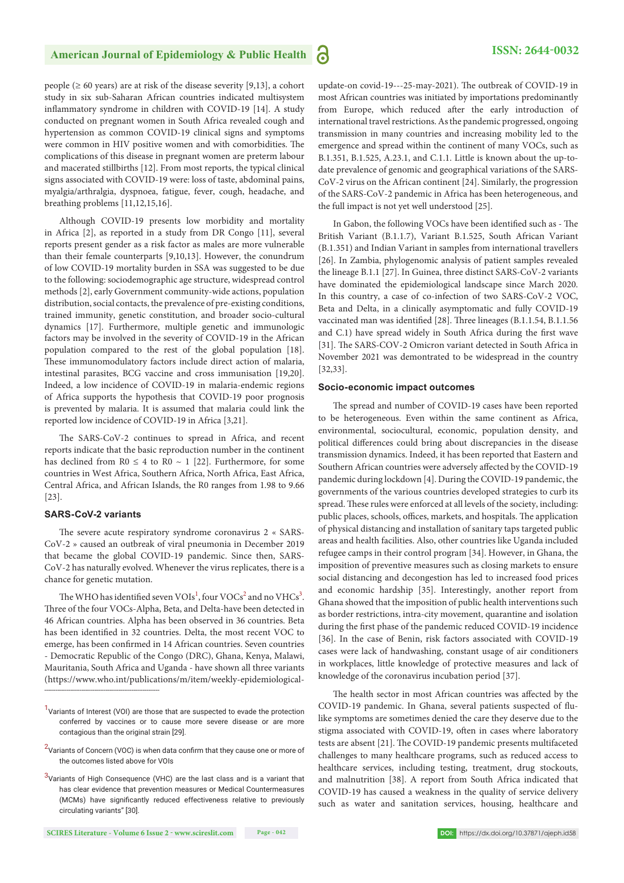people (≥ 60 years) are at risk of the disease severity [9,13], a cohort study in six sub-Saharan African countries indicated multisystem inflammatory syndrome in children with COVID-19 [14]. A study conducted on pregnant women in South Africa revealed cough and hypertension as common COVID-19 clinical signs and symptoms were common in HIV positive women and with comorbidities. The complications of this disease in pregnant women are preterm labour and macerated stillbirths [12]. From most reports, the typical clinical signs associated with COVID-19 were: loss of taste, abdominal pains, myalgia/arthralgia, dyspnoea, fatigue, fever, cough, headache, and breathing problems [11,12,15,16].

Although COVID-19 presents low morbidity and mortality in Africa [2], as reported in a study from DR Congo [11], several reports present gender as a risk factor as males are more vulnerable than their female counterparts [9,10,13]. However, the conundrum of low COVID-19 mortality burden in SSA was suggested to be due to the following: sociodemographic age structure, widespread control methods [2], early Government community-wide actions, population distribution, social contacts, the prevalence of pre-existing conditions, trained immunity, genetic constitution, and broader socio-cultural dynamics [17]. Furthermore, multiple genetic and immunologic factors may be involved in the severity of COVID-19 in the African population compared to the rest of the global population [18]. These immunomodulatory factors include direct action of malaria, intestinal parasites, BCG vaccine and cross immunisation [19,20]. Indeed, a low incidence of COVID-19 in malaria-endemic regions of Africa supports the hypothesis that COVID-19 poor prognosis is prevented by malaria. It is assumed that malaria could link the reported low incidence of COVID-19 in Africa [3,21].

The SARS-CoV-2 continues to spread in Africa, and recent reports indicate that the basic reproduction number in the continent has declined from $R0 \leq 4$ to $R0 \sim 1$ [22]. Furthermore, for some countries in West Africa, Southern Africa, North Africa, East Africa, Central Africa, and African Islands, the R0 ranges from 1.98 to 9.66 [23].

### SARS-CoV-2 variants

The severe acute respiratory syndrome coronavirus 2 « SARS-CoV-2 » caused an outbreak of viral pneumonia in December 2019 that became the global COVID-19 pandemic. Since then, SARS-CoV-2 has naturally evolved. Whenever the virus replicates, there is a chance for genetic mutation.

The WHO has identified seven VOIs[1], four VOCs[2] and no VHCs[3]. Three of the four VOCs-Alpha, Beta, and Delta-have been detected in 46 African countries. Alpha has been observed in 36 countries. Beta has been identified in 32 countries. Delta, the most recent VOC to emerge, has been confirmed in 14 African countries. Seven countries - Democratic Republic of the Congo (DRC), Ghana, Kenya, Malawi, Mauritania, South Africa and Uganda - have shown all three variants (https://www.who.int/publications/m/item/weekly-epidemiological-update-on covid-19---25-may-2021). The outbreak of COVID-19 in most African countries was initiated by importations predominantly from Europe, which reduced after the early introduction of international travel restrictions. As the pandemic progressed, ongoing transmission in many countries and increasing mobility led to the emergence and spread within the continent of many VOCs, such as B.1.351, B.1.525, A.23.1, and C.1.1. Little is known about the up-to-date prevalence of genomic and geographical variations of the SARS-CoV-2 virus on the African continent [24]. Similarly, the progression of the SARS-CoV-2 pandemic in Africa has been heterogeneous, and the full impact is not yet well understood [25].

In Gabon, the following VOCs have been identified such as - The British Variant (B.1.1.7), Variant B.1.525, South African Variant (B.1.351) and Indian Variant in samples from international travellers [26]. In Zambia, phylogenomic analysis of patient samples revealed the lineage B.1.1 [27]. In Guinea, three distinct SARS-CoV-2 variants have dominated the epidemiological landscape since March 2020. In this country, a case of co-infection of two SARS-CoV-2 VOC, Beta and Delta, in a clinically asymptomatic and fully COVID-19 vaccinated man was identified [28]. Three lineages (B.1.1.54, B.1.1.56 and C.1) have spread widely in South Africa during the first wave [31]. The SARS-COV-2 Omicron variant detected in South Africa in November 2021 was demontrated to be widespread in the country [32,33].

### Socio-economic impact outcomes

The spread and number of COVID-19 cases have been reported to be heterogeneous. Even within the same continent as Africa, environmental, sociocultural, economic, population density, and political differences could bring about discrepancies in the disease transmission dynamics. Indeed, it has been reported that Eastern and Southern African countries were adversely affected by the COVID-19 pandemic during lockdown [4]. During the COVID-19 pandemic, the governments of the various countries developed strategies to curb its spread. These rules were enforced at all levels of the society, including: public places, schools, offices, markets, and hospitals. The application of physical distancing and installation of sanitary taps targeted public areas and health facilities. Also, other countries like Uganda included refugee camps in their control program [34]. However, in Ghana, the imposition of preventive measures such as closing markets to ensure social distancing and decongestion has led to increased food prices and economic hardship [35]. Interestingly, another report from Ghana showed that the imposition of public health interventions such as border restrictions, intra-city movement, quarantine and isolation during the first phase of the pandemic reduced COVID-19 incidence [36]. In the case of Benin, risk factors associated with COVID-19 cases were lack of handwashing, constant usage of air conditioners in workplaces, little knowledge of protective measures and lack of knowledge of the coronavirus incubation period [37].

The health sector in most African countries was affected by the COVID-19 pandemic. In Ghana, several patients suspected of flu-like symptoms are sometimes denied the care they deserve due to the stigma associated with COVID-19, often in cases where laboratory tests are absent [21]. The COVID-19 pandemic presents multifaceted challenges to many healthcare programs, such as reduced access to healthcare services, including testing, treatment, drug stockouts, and malnutrition [38]. A report from South Africa indicated that COVID-19 has caused a weakness in the quality of service delivery such as water and sanitation services, housing, healthcare and

---

[1] Variants of Interest (VOI) are those that are suspected to evade the protection conferred by vaccines or to cause more severe disease or are more contagious than the original strain [29].

[2] Variants of Concern (VOC) is when data confirm that they cause one or more of the outcomes listed above for VOIs

[3] Variants of High Consequence (VHC) are the last class and is a variant that has clear evidence that prevention measures or Medical Countermeasures (MCMs) have significantly reduced effectiveness relative to previously circulating variants" [30].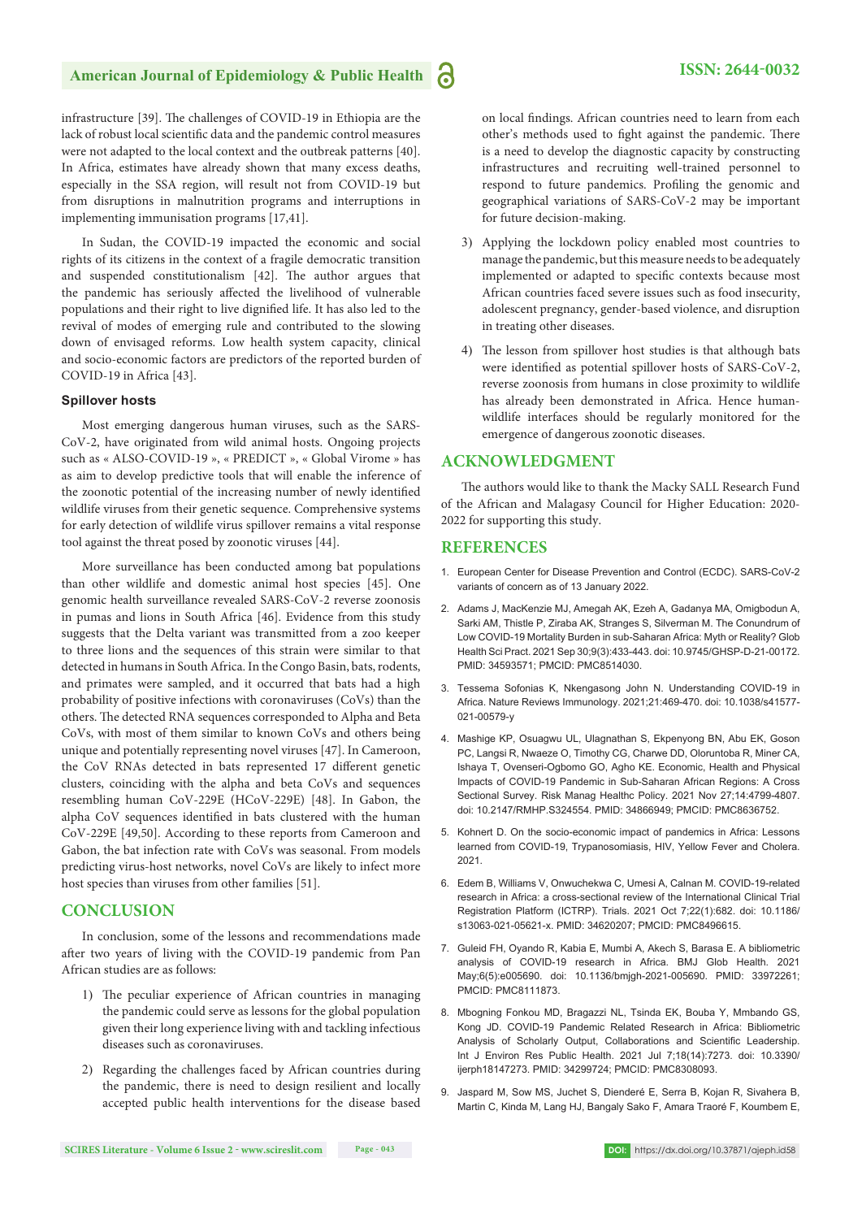infrastructure [39]. The challenges of COVID-19 in Ethiopia are the lack of robust local scientific data and the pandemic control measures were not adapted to the local context and the outbreak patterns [40]. In Africa, estimates have already shown that many excess deaths, especially in the SSA region, will result not from COVID-19 but from disruptions in malnutrition programs and interruptions in implementing immunisation programs [17,41].

In Sudan, the COVID-19 impacted the economic and social rights of its citizens in the context of a fragile democratic transition and suspended constitutionalism [42]. The author argues that the pandemic has seriously affected the livelihood of vulnerable populations and their right to live dignified life. It has also led to the revival of modes of emerging rule and contributed to the slowing down of envisaged reforms. Low health system capacity, clinical and socio-economic factors are predictors of the reported burden of COVID-19 in Africa [43].

### Spillover hosts

Most emerging dangerous human viruses, such as the SARS-CoV-2, have originated from wild animal hosts. Ongoing projects such as « ALSO-COVID-19 », « PREDICT », « Global Virome » has as aim to develop predictive tools that will enable the inference of the zoonotic potential of the increasing number of newly identified wildlife viruses from their genetic sequence. Comprehensive systems for early detection of wildlife virus spillover remains a vital response tool against the threat posed by zoonotic viruses [44].

More surveillance has been conducted among bat populations than other wildlife and domestic animal host species [45]. One genomic health surveillance revealed SARS-CoV-2 reverse zoonosis in pumas and lions in South Africa [46]. Evidence from this study suggests that the Delta variant was transmitted from a zoo keeper to three lions and the sequences of this strain were similar to that detected in humans in South Africa. In the Congo Basin, bats, rodents, and primates were sampled, and it occurred that bats had a high probability of positive infections with coronaviruses (CoVs) than the others. The detected RNA sequences corresponded to Alpha and Beta CoVs, with most of them similar to known CoVs and others being unique and potentially representing novel viruses [47]. In Cameroon, the CoV RNAs detected in bats represented 17 different genetic clusters, coinciding with the alpha and beta CoVs and sequences resembling human CoV-229E (HCoV-229E) [48]. In Gabon, the alpha CoV sequences identified in bats clustered with the human CoV-229E [49,50]. According to these reports from Cameroon and Gabon, the bat infection rate with CoVs was seasonal. From models predicting virus-host networks, novel CoVs are likely to infect more host species than viruses from other families [51].

## CONCLUSION

In conclusion, some of the lessons and recommendations made after two years of living with the COVID-19 pandemic from Pan African studies are as follows:

1) The peculiar experience of African countries in managing the pandemic could serve as lessons for the global population given their long experience living with and tackling infectious diseases such as coronaviruses.

2) Regarding the challenges faced by African countries during the pandemic, there is need to design resilient and locally accepted public health interventions for the disease based on local findings. African countries need to learn from each other's methods used to fight against the pandemic. There is a need to develop the diagnostic capacity by constructing infrastructures and recruiting well-trained personnel to respond to future pandemics. Profiling the genomic and geographical variations of SARS-CoV-2 may be important for future decision-making.

3) Applying the lockdown policy enabled most countries to manage the pandemic, but this measure needs to be adequately implemented or adapted to specific contexts because most African countries faced severe issues such as food insecurity, adolescent pregnancy, gender-based violence, and disruption in treating other diseases.

4) The lesson from spillover host studies is that although bats were identified as potential spillover hosts of SARS-CoV-2, reverse zoonosis from humans in close proximity to wildlife has already been demonstrated in Africa. Hence human-wildlife interfaces should be regularly monitored for the emergence of dangerous zoonotic diseases.

## ACKNOWLEDGMENT

The authors would like to thank the Macky SALL Research Fund of the African and Malagasy Council for Higher Education: 2020-2022 for supporting this study.

## REFERENCES

1. European Center for Disease Prevention and Control (ECDC). SARS-CoV-2 variants of concern as of 13 January 2022.
2. Adams J, MacKenzie MJ, Amegah AK, Ezeh A, Gadanya MA, Omigbodun A, Sarki AM, Thistle P, Ziraba AK, Stranges S, Silverman M. The Conundrum of Low COVID-19 Mortality Burden in sub-Saharan Africa: Myth or Reality? Glob Health Sci Pract. 2021 Sep 30;9(3):433-443. doi: 10.9745/GHSP-D-21-00172. PMID: 34593571; PMCID: PMC8514030.
3. Tessema Sofonias K, Nkengasong John N. Understanding COVID-19 in Africa. Nature Reviews Immunology. 2021;21:469-470. doi: 10.1038/s41577-021-00579-y
4. Mashige KP, Osuagwu UL, Ulagnathan S, Ekpenyong BN, Abu EK, Goson PC, Langsi R, Nwaeze O, Timothy CG, Charwe DD, Oloruntoba R, Miner CA, Ishaya T, Ovenseri-Ogbomo GO, Agho KE. Economic, Health and Physical Impacts of COVID-19 Pandemic in Sub-Saharan African Regions: A Cross Sectional Survey. Risk Manag Healthc Policy. 2021 Nov 27;14:4799-4807. doi: 10.2147/RMHP.S324554. PMID: 34866949; PMCID: PMC8636752.
5. Kohnert D. On the socio-economic impact of pandemics in Africa: Lessons learned from COVID-19, Trypanosomiasis, HIV, Yellow Fever and Cholera. 2021.
6. Edem B, Williams V, Onwuchekwa C, Umesi A, Calnan M. COVID-19-related research in Africa: a cross-sectional review of the International Clinical Trial Registration Platform (ICTRP). Trials. 2021 Oct 7;22(1):682. doi: 10.1186/s13063-021-05621-x. PMID: 34620207; PMCID: PMC8496615.
7. Guleid FH, Oyando R, Kabia E, Mumbi A, Akech S, Barasa E. A bibliometric analysis of COVID-19 research in Africa. BMJ Glob Health. 2021 May;6(5):e005690. doi: 10.1136/bmjgh-2021-005690. PMID: 33972261; PMCID: PMC8111873.
8. Mbogning Fonkou MD, Bragazzi NL, Tsinda EK, Bouba Y, Mmbando GS, Kong JD. COVID-19 Pandemic Related Research in Africa: Bibliometric Analysis of Scholarly Output, Collaborations and Scientific Leadership. Int J Environ Res Public Health. 2021 Jul 7;18(14):7273. doi: 10.3390/ijerph18147273. PMID: 34299724; PMCID: PMC8308093.
9. Jaspard M, Sow MS, Juchet S, Dienderé E, Serra B, Kojan R, Sivahera B, Martin C, Kinda M, Lang HJ, Bangaly Sako F, Amara Traoré F, Koumbem E,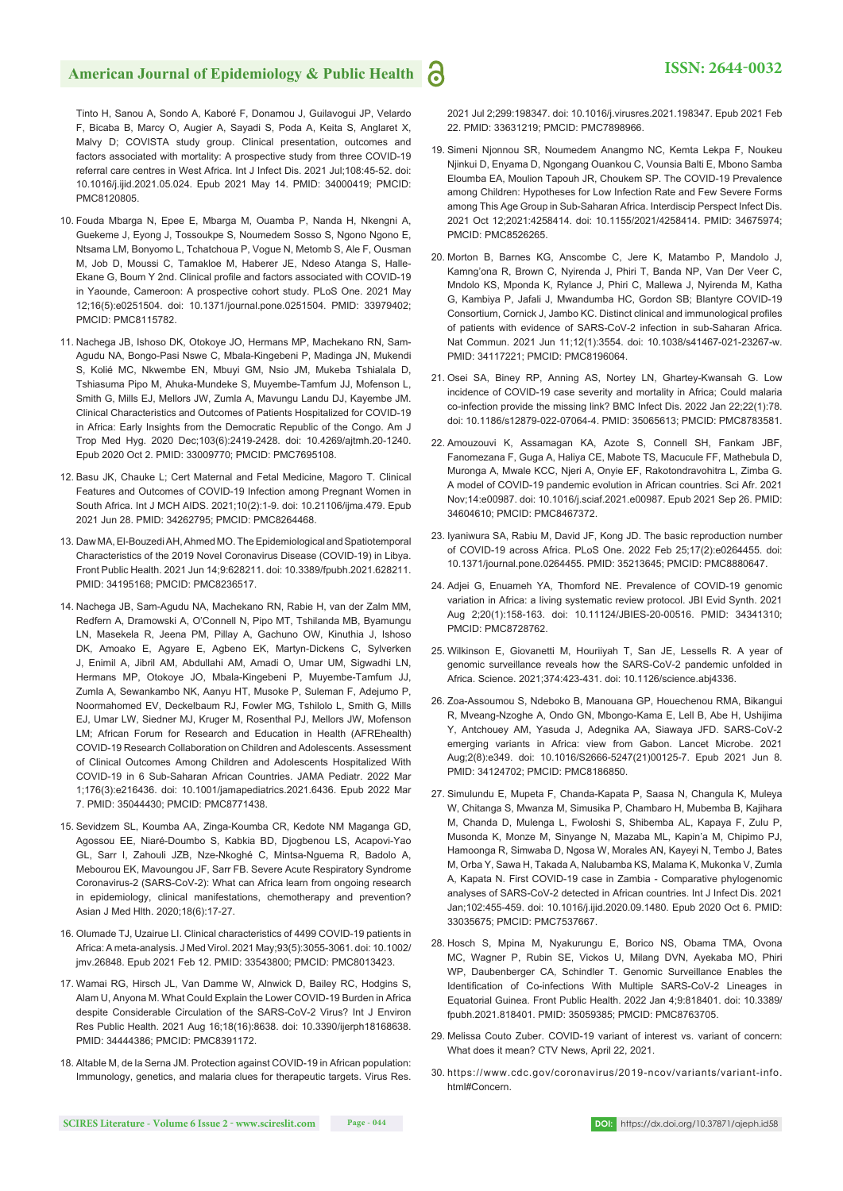Tinto H, Sanou A, Sondo A, Kaboré F, Donamou J, Guilavogui JP, Velardo F, Bicaba B, Marcy O, Augier A, Sayadi S, Poda A, Keita S, Anglaret X, Malvy D; COVISTA study group. Clinical presentation, outcomes and factors associated with mortality: A prospective study from three COVID-19 referral care centres in West Africa. Int J Infect Dis. 2021 Jul;108:45-52. doi: 10.1016/j.ijid.2021.05.024. Epub 2021 May 14. PMID: 34000419; PMCID: PMC8120805.

10. Fouda Mbarga N, Epee E, Mbarga M, Ouamba P, Nanda H, Nkengni A, Guekeme J, Eyong J, Tossoukpe S, Noumedem Sosso S, Ngono Ngono E, Ntsama LM, Bonyomo L, Tchatchoua P, Vogue N, Metomb S, Ale F, Ousman M, Job D, Moussi C, Tamakloe M, Haberer JE, Ndeso Atanga S, Halle-Ekane G, Boum Y 2nd. Clinical profile and factors associated with COVID-19 in Yaounde, Cameroon: A prospective cohort study. PLoS One. 2021 May 12;16(5):e0251504. doi: 10.1371/journal.pone.0251504. PMID: 33979402; PMCID: PMC8115782.

11. Nachega JB, Ishoso DK, Otokoye JO, Hermans MP, Machekano RN, Sam-Agudu NA, Bongo-Pasi Nswe C, Mbala-Kingebeni P, Madinga JN, Mukendi S, Kolié MC, Nkwembe EN, Mbuyi GM, Nsio JM, Mukeba Tshialala D, Tshiasuma Pipo M, Ahuka-Mundeke S, Muyembe-Tamfum JJ, Mofenson L, Smith G, Mills EJ, Mellors JW, Zumla A, Mavungu Landu DJ, Kayembe JM. Clinical Characteristics and Outcomes of Patients Hospitalized for COVID-19 in Africa: Early Insights from the Democratic Republic of the Congo. Am J Trop Med Hyg. 2020 Dec;103(6):2419-2428. doi: 10.4269/ajtmh.20-1240. Epub 2020 Oct 2. PMID: 33009770; PMCID: PMC7695108.

12. Basu JK, Chauke L; Cert Maternal and Fetal Medicine, Magoro T. Clinical Features and Outcomes of COVID-19 Infection among Pregnant Women in South Africa. Int J MCH AIDS. 2021;10(2):1-9. doi: 10.21106/ijma.479. Epub 2021 Jun 28. PMID: 34262795; PMCID: PMC8264468.

13. Daw MA, El-Bouzedi AH, Ahmed MO. The Epidemiological and Spatiotemporal Characteristics of the 2019 Novel Coronavirus Disease (COVID-19) in Libya. Front Public Health. 2021 Jun 14;9:628211. doi: 10.3389/fpubh.2021.628211. PMID: 34195168; PMCID: PMC8236517.

14. Nachega JB, Sam-Agudu NA, Machekano RN, Rabie H, van der Zalm MM, Redfern A, Dramowski A, O'Connell N, Pipo MT, Tshilanda MB, Byamungu LN, Masekela R, Jeena PM, Pillay A, Gachuno OW, Kinuthia J, Ishoso DK, Amoako E, Agyare E, Agbeno EK, Martyn-Dickens C, Sylverken J, Enimil A, Jibril AM, Abdullahi AM, Amadi O, Umar UM, Sigwadhi LN, Hermans MP, Otokoye JO, Mbala-Kingebeni P, Muyembe-Tamfum JJ, Zumla A, Sewankambo NK, Aanyu HT, Musoke P, Suleman F, Adejumo P, Noormahomed EV, Deckelbaum RJ, Fowler MG, Tshilolo L, Smith G, Mills EJ, Umar LW, Siedner MJ, Kruger M, Rosenthal PJ, Mellors JW, Mofenson LM; African Forum for Research and Education in Health (AFREhealth) COVID-19 Research Collaboration on Children and Adolescents. Assessment of Clinical Outcomes Among Children and Adolescents Hospitalized With COVID-19 in 6 Sub-Saharan African Countries. JAMA Pediatr. 2022 Mar 1;176(3):e216436. doi: 10.1001/jamapediatrics.2021.6436. Epub 2022 Mar 7. PMID: 35044430; PMCID: PMC8771438.

15. Sevidzem SL, Koumba AA, Zinga-Koumba CR, Kedote NM Maganga GD, Agossou EE, Niaré-Doumbo S, Kabkia BD, Djogbenou LS, Acapovi-Yao GL, Sarr I, Zahouli JZB, Nze-Nkoghé C, Mintsa-Nguema R, Badolo A, Mebourou EK, Mavoungou JF, Sarr FB. Severe Acute Respiratory Syndrome Coronavirus-2 (SARS-CoV-2): What can Africa learn from ongoing research in epidemiology, clinical manifestations, chemotherapy and prevention? Asian J Med Hlth. 2020;18(6):17-27.

16. Olumade TJ, Uzairue LI. Clinical characteristics of 4499 COVID-19 patients in Africa: A meta-analysis. J Med Virol. 2021 May;93(5):3055-3061. doi: 10.1002/jmv.26848. Epub 2021 Feb 12. PMID: 33543800; PMCID: PMC8013423.

17. Wamai RG, Hirsch JL, Van Damme W, Alnwick D, Bailey RC, Hodgins S, Alam U, Anyona M. What Could Explain the Lower COVID-19 Burden in Africa despite Considerable Circulation of the SARS-CoV-2 Virus? Int J Environ Res Public Health. 2021 Aug 16;18(16):8638. doi: 10.3390/ijerph18168638. PMID: 34444386; PMCID: PMC8391172.

18. Altable M, de la Serna JM. Protection against COVID-19 in African population: Immunology, genetics, and malaria clues for therapeutic targets. Virus Res. 2021 Jul 2;299:198347. doi: 10.1016/j.virusres.2021.198347. Epub 2021 Feb 22. PMID: 33631219; PMCID: PMC7898966.

19. Simeni Njonnou SR, Noumedem Anangmo NC, Kemta Lekpa F, Noukeu Njinkui D, Enyama D, Ngongang Ouankou C, Vounsia Balti E, Mbono Samba Eloumba EA, Moulion Tapouh JR, Choukem SP. The COVID-19 Prevalence among Children: Hypotheses for Low Infection Rate and Few Severe Forms among This Age Group in Sub-Saharan Africa. Interdiscip Perspect Infect Dis. 2021 Oct 12;2021:4258414. doi: 10.1155/2021/4258414. PMID: 34675974; PMCID: PMC8526265.

20. Morton B, Barnes KG, Anscombe C, Jere K, Matambo P, Mandolo J, Kamng'ona R, Brown C, Nyirenda J, Phiri T, Banda NP, Van Der Veer C, Mndolo KS, Mponda K, Rylance J, Phiri C, Mallewa J, Nyirenda M, Katha G, Kambiya P, Jafali J, Mwandumba HC, Gordon SB; Blantyre COVID-19 Consortium, Cornick J, Jambo KC. Distinct clinical and immunological profiles of patients with evidence of SARS-CoV-2 infection in sub-Saharan Africa. Nat Commun. 2021 Jun 11;12(1):3554. doi: 10.1038/s41467-021-23267-w. PMID: 34117221; PMCID: PMC8196064.

21. Osei SA, Biney RP, Anning AS, Nortey LN, Ghartey-Kwansah G. Low incidence of COVID-19 case severity and mortality in Africa; Could malaria co-infection provide the missing link? BMC Infect Dis. 2022 Jan 22;22(1):78. doi: 10.1186/s12879-022-07064-4. PMID: 35065613; PMCID: PMC8783581.

22. Amouzouvi K, Assamagan KA, Azote S, Connell SH, Fankam JBF, Fanomezana F, Guga A, Haliya CE, Mabote TS, Macucule FF, Mathebula D, Muronga A, Mwale KCC, Njeri A, Onyie EF, Rakotondravohitra L, Zimba G. A model of COVID-19 pandemic evolution in African countries. Sci Afr. 2021 Nov;14:e00987. doi: 10.1016/j.sciaf.2021.e00987. Epub 2021 Sep 26. PMID: 34604610; PMCID: PMC8467372.

23. Iyaniwura SA, Rabiu M, David JF, Kong JD. The basic reproduction number of COVID-19 across Africa. PLoS One. 2022 Feb 25;17(2):e0264455. doi: 10.1371/journal.pone.0264455. PMID: 35213645; PMCID: PMC8880647.

24. Adjei G, Enuameh YA, Thomford NE. Prevalence of COVID-19 genomic variation in Africa: a living systematic review protocol. JBI Evid Synth. 2021 Aug 2;20(1):158-163. doi: 10.11124/JBIES-20-00516. PMID: 34341310; PMCID: PMC8728762.

25. Wilkinson E, Giovanetti M, Houriiyah T, San JE, Lessells R. A year of genomic surveillance reveals how the SARS-CoV-2 pandemic unfolded in Africa. Science. 2021;374:423-431. doi: 10.1126/science.abj4336.

26. Zoa-Assoumou S, Ndeboko B, Manouana GP, Houechenou RMA, Bikangui R, Mveang-Nzoghe A, Ondo GN, Mbongo-Kama E, Lell B, Abe H, Ushijima Y, Antchouey AM, Yasuda J, Adegnika AA, Siawaya JFD. SARS-CoV-2 emerging variants in Africa: view from Gabon. Lancet Microbe. 2021 Aug;2(8):e349. doi: 10.1016/S2666-5247(21)00125-7. Epub 2021 Jun 8. PMID: 34124702; PMCID: PMC8186850.

27. Simulundu E, Mupeta F, Chanda-Kapata P, Saasa N, Changula K, Muleya W, Chitanga S, Mwanza M, Simusika P, Chambaro H, Mubemba B, Kajihara M, Chanda D, Mulenga L, Fwoloshi S, Shibemba AL, Kapaya F, Zulu P, Musonda K, Monze M, Sinyange N, Mazaba ML, Kapin'a M, Chipimo PJ, Hamoonga R, Simwaba D, Ngosa W, Morales AN, Kayeyi N, Tembo J, Bates M, Orba Y, Sawa H, Takada A, Nalubamba KS, Malama K, Mukonka V, Zumla A, Kapata N. First COVID-19 case in Zambia - Comparative phylogenomic analyses of SARS-CoV-2 detected in African countries. Int J Infect Dis. 2021 Jan;102:455-459. doi: 10.1016/j.ijid.2020.09.1480. Epub 2020 Oct 6. PMID: 33035675; PMCID: PMC7537667.

28. Hosch S, Mpina M, Nyakurungu E, Borico NS, Obama TMA, Ovona MC, Wagner P, Rubin SE, Vickos U, Milang DVN, Ayekaba MO, Phiri WP, Daubenberger CA, Schindler T. Genomic Surveillance Enables the Identification of Co-infections With Multiple SARS-CoV-2 Lineages in Equatorial Guinea. Front Public Health. 2022 Jan 4;9:818401. doi: 10.3389/fpubh.2021.818401. PMID: 35059385; PMCID: PMC8763705.

29. Melissa Couto Zuber. COVID-19 variant of interest vs. variant of concern: What does it mean? CTV News, April 22, 2021.

30. https://www.cdc.gov/coronavirus/2019-ncov/variants/variant-info.html#Concern.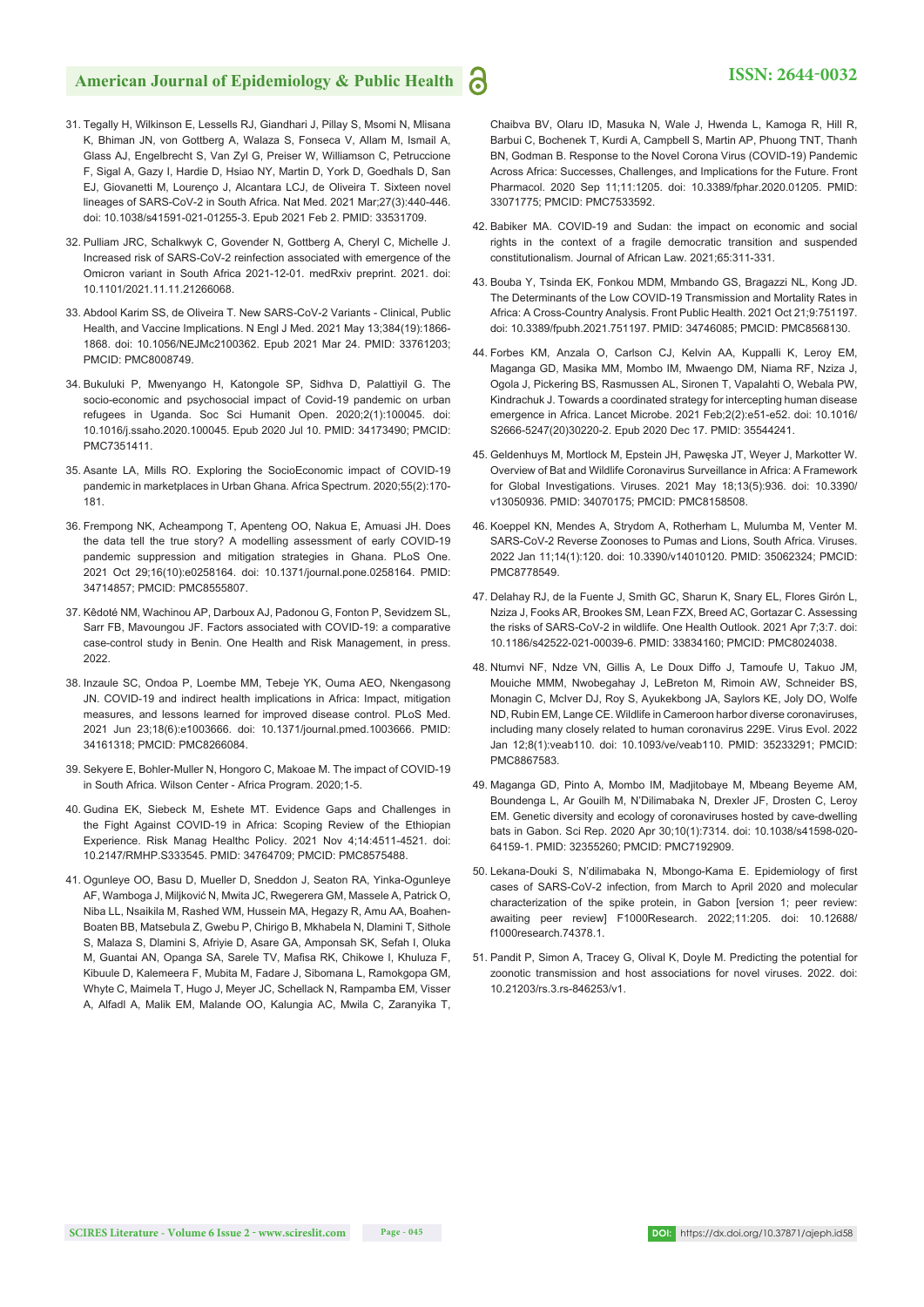31. Tegally H, Wilkinson E, Lessells RJ, Giandhari J, Pillay S, Msomi N, Mlisana K, Bhiman JN, von Gottberg A, Walaza S, Fonseca V, Allam M, Ismail A, Glass AJ, Engelbrecht S, Van Zyl G, Preiser W, Williamson C, Petruccione F, Sigal A, Gazy I, Hardie D, Hsiao NY, Martin D, York D, Goedhals D, San EJ, Giovanetti M, Lourenço J, Alcantara LCJ, de Oliveira T. Sixteen novel lineages of SARS-CoV-2 in South Africa. Nat Med. 2021 Mar;27(3):440-446. doi: 10.1038/s41591-021-01255-3. Epub 2021 Feb 2. PMID: 33531709.

32. Pulliam JRC, Schalkwyk C, Govender N, Gottberg A, Cheryl C, Michelle J. Increased risk of SARS-CoV-2 reinfection associated with emergence of the Omicron variant in South Africa 2021-12-01. medRxiv preprint. 2021. doi: 10.1101/2021.11.11.21266068.

33. Abdool Karim SS, de Oliveira T. New SARS-CoV-2 Variants - Clinical, Public Health, and Vaccine Implications. N Engl J Med. 2021 May 13;384(19):1866-1868. doi: 10.1056/NEJMc2100362. Epub 2021 Mar 24. PMID: 33761203; PMCID: PMC8008749.

34. Bukuluki P, Mwenyango H, Katongole SP, Sidhva D, Palattiyil G. The socio-economic and psychosocial impact of Covid-19 pandemic on urban refugees in Uganda. Soc Sci Humanit Open. 2020;2(1):100045. doi: 10.1016/j.ssaho.2020.100045. Epub 2020 Jul 10. PMID: 34173490; PMCID: PMC7351411.

35. Asante LA, Mills RO. Exploring the SocioEconomic impact of COVID-19 pandemic in marketplaces in Urban Ghana. Africa Spectrum. 2020;55(2):170-181.

36. Frempong NK, Acheampong T, Apenteng OO, Nakua E, Amuasi JH. Does the data tell the true story? A modelling assessment of early COVID-19 pandemic suppression and mitigation strategies in Ghana. PLoS One. 2021 Oct 29;16(10):e0258164. doi: 10.1371/journal.pone.0258164. PMID: 34714857; PMCID: PMC8555807.

37. Kêdoté NM, Wachinou AP, Darboux AJ, Padonou G, Fonton P, Sevidzem SL, Sarr FB, Mavoungou JF. Factors associated with COVID-19: a comparative case-control study in Benin. One Health and Risk Management, in press. 2022.

38. Inzaule SC, Ondoa P, Loembe MM, Tebeje YK, Ouma AEO, Nkengasong JN. COVID-19 and indirect health implications in Africa: Impact, mitigation measures, and lessons learned for improved disease control. PLoS Med. 2021 Jun 23;18(6):e1003666. doi: 10.1371/journal.pmed.1003666. PMID: 34161318; PMCID: PMC8266084.

39. Sekyere E, Bohler-Muller N, Hongoro C, Makoae M. The impact of COVID-19 in South Africa. Wilson Center - Africa Program. 2020;1-5.

40. Gudina EK, Siebeck M, Eshete MT. Evidence Gaps and Challenges in the Fight Against COVID-19 in Africa: Scoping Review of the Ethiopian Experience. Risk Manag Healthc Policy. 2021 Nov 4;14:4511-4521. doi: 10.2147/RMHP.S333545. PMID: 34764709; PMCID: PMC8575488.

41. Ogunleye OO, Basu D, Mueller D, Sneddon J, Seaton RA, Yinka-Ogunleye AF, Wamboga J, Miljković N, Mwita JC, Rwegerera GM, Massele A, Patrick O, Niba LL, Nsaikila M, Rashed WM, Hussein MA, Hegazy R, Amu AA, Boahen-Boaten BB, Matsebula Z, Gwebu P, Chirigo B, Mkhabela N, Dlamini T, Sithole S, Malaza S, Dlamini S, Afriyie D, Asare GA, Amponsah SK, Sefah I, Oluka M, Guantai AN, Opanga SA, Sarele TV, Mafisa RK, Chikowe I, Khuluza F, Kibuule D, Kalemeera F, Mubita M, Fadare J, Sibomana L, Ramokgopa GM, Whyte C, Maimela T, Hugo J, Meyer JC, Schellack N, Rampamba EM, Visser A, Alfadl A, Malik EM, Malande OO, Kalungia AC, Mwila C, Zaranyika T, Chaibva BV, Olaru ID, Masuka N, Wale J, Hwenda L, Kamoga R, Hill R, Barbui C, Bochenek T, Kurdi A, Campbell S, Martin AP, Phuong TNT, Thanh BN, Godman B. Response to the Novel Corona Virus (COVID-19) Pandemic Across Africa: Successes, Challenges, and Implications for the Future. Front Pharmacol. 2020 Sep 11;11:1205. doi: 10.3389/fphar.2020.01205. PMID: 33071775; PMCID: PMC7533592.

42. Babiker MA. COVID-19 and Sudan: the impact on economic and social rights in the context of a fragile democratic transition and suspended constitutionalism. Journal of African Law. 2021;65:311-331.

43. Bouba Y, Tsinda EK, Fonkou MDM, Mmbando GS, Bragazzi NL, Kong JD. The Determinants of the Low COVID-19 Transmission and Mortality Rates in Africa: A Cross-Country Analysis. Front Public Health. 2021 Oct 21;9:751197. doi: 10.3389/fpubh.2021.751197. PMID: 34746085; PMCID: PMC8568130.

44. Forbes KM, Anzala O, Carlson CJ, Kelvin AA, Kuppalli K, Leroy EM, Maganga GD, Masika MM, Mombo IM, Mwaengo DM, Niama RF, Nziza J, Ogola J, Pickering BS, Rasmussen AL, Sironen T, Vapalahti O, Webala PW, Kindrachuk J. Towards a coordinated strategy for intercepting human disease emergence in Africa. Lancet Microbe. 2021 Feb;2(2):e51-e52. doi: 10.1016/S2666-5247(20)30220-2. Epub 2020 Dec 17. PMID: 35544241.

45. Geldenhuys M, Mortlock M, Epstein JH, Pawęska JT, Weyer J, Markotter W. Overview of Bat and Wildlife Coronavirus Surveillance in Africa: A Framework for Global Investigations. Viruses. 2021 May 18;13(5):936. doi: 10.3390/v13050936. PMID: 34070175; PMCID: PMC8158508.

46. Koeppel KN, Mendes A, Strydom A, Rotherham L, Mulumba M, Venter M. SARS-CoV-2 Reverse Zoonoses to Pumas and Lions, South Africa. Viruses. 2022 Jan 11;14(1):120. doi: 10.3390/v14010120. PMID: 35062324; PMCID: PMC8778549.

47. Delahay RJ, de la Fuente J, Smith GC, Sharun K, Snary EL, Flores Girón L, Nziza J, Fooks AR, Brookes SM, Lean FZX, Breed AC, Gortazar C. Assessing the risks of SARS-CoV-2 in wildlife. One Health Outlook. 2021 Apr 7;3:7. doi: 10.1186/s42522-021-00039-6. PMID: 33834160; PMCID: PMC8024038.

48. Ntumvi NF, Ndze VN, Gillis A, Le Doux Diffo J, Tamoufe U, Takuo JM, Mouiche MMM, Nwobegahay J, LeBreton M, Rimoin AW, Schneider BS, Monagin C, McIver DJ, Roy S, Ayukekbong JA, Saylors KE, Joly DO, Wolfe ND, Rubin EM, Lange CE. Wildlife in Cameroon harbor diverse coronaviruses, including many closely related to human coronavirus 229E. Virus Evol. 2022 Jan 12;8(1):veab110. doi: 10.1093/ve/veab110. PMID: 35233291; PMCID: PMC8867583.

49. Maganga GD, Pinto A, Mombo IM, Madjitobaye M, Mbeang Beyeme AM, Boundenga L, Ar Gouilh M, N'Dilimabaka N, Drexler JF, Drosten C, Leroy EM. Genetic diversity and ecology of coronaviruses hosted by cave-dwelling bats in Gabon. Sci Rep. 2020 Apr 30;10(1):7314. doi: 10.1038/s41598-020-64159-1. PMID: 32355260; PMCID: PMC7192909.

50. Lekana-Douki S, N'dilimabaka N, Mbongo-Kama E. Epidemiology of first cases of SARS-CoV-2 infection, from March to April 2020 and molecular characterization of the spike protein, in Gabon [version 1; peer review: awaiting peer review] F1000Research. 2022;11:205. doi: 10.12688/f1000research.74378.1.

51. Pandit P, Simon A, Tracey G, Olival K, Doyle M. Predicting the potential for zoonotic transmission and host associations for novel viruses. 2022. doi: 10.21203/rs.3.rs-846253/v1.